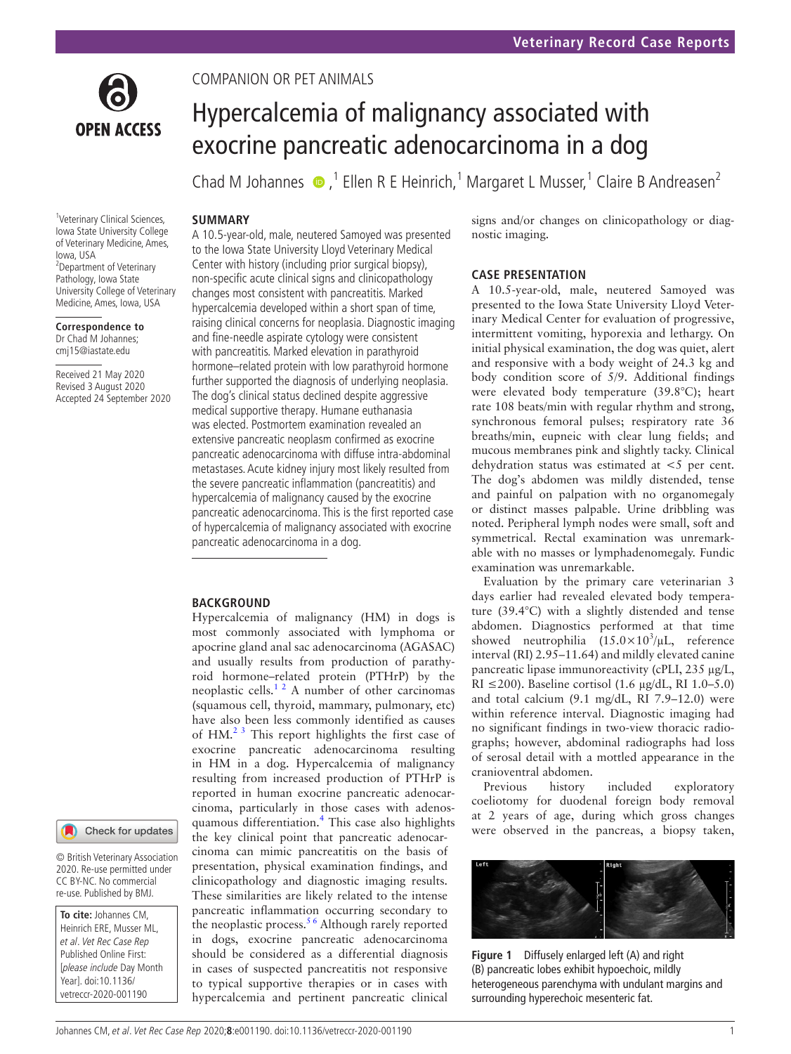COMPANION OR PET ANIMALS

# Hypercalcemia of malignancy associated with exocrine pancreatic adenocarcinoma in a dog

Chad M Johannes,[1] Ellen R E Heinrich,[1] Margaret L Musser,[1] Claire B Andreasen[2]

[1]Veterinary Clinical Sciences, Iowa State University College of Veterinary Medicine, Ames, Iowa, USA
[2]Department of Veterinary Pathology, Iowa State University College of Veterinary Medicine, Ames, Iowa, USA

**Correspondence to**
Dr Chad M Johannes;
cmj15@iastate.edu

Received 21 May 2020
Revised 3 August 2020
Accepted 24 September 2020

© British Veterinary Association 2020. Re-use permitted under CC BY-NC. No commercial re-use. Published by BMJ.

**To cite:** Johannes CM, Heinrich ERE, Musser ML, *et al. Vet Rec Case Rep* Published Online First: [*please include* Day Month Year]. doi:10.1136/vetreccr-2020-001190

## SUMMARY

A 10.5-year-old, male, neutered Samoyed was presented to the Iowa State University Lloyd Veterinary Medical Center with history (including prior surgical biopsy), non-specific acute clinical signs and clinicopathology changes most consistent with pancreatitis. Marked hypercalcemia developed within a short span of time, raising clinical concerns for neoplasia. Diagnostic imaging and fine-needle aspirate cytology were consistent with pancreatitis. Marked elevation in parathyroid hormone–related protein with low parathyroid hormone further supported the diagnosis of underlying neoplasia. The dog's clinical status declined despite aggressive medical supportive therapy. Humane euthanasia was elected. Postmortem examination revealed an extensive pancreatic neoplasm confirmed as exocrine pancreatic adenocarcinoma with diffuse intra-abdominal metastases. Acute kidney injury most likely resulted from the severe pancreatic inflammation (pancreatitis) and hypercalcemia of malignancy caused by the exocrine pancreatic adenocarcinoma. This is the first reported case of hypercalcemia of malignancy associated with exocrine pancreatic adenocarcinoma in a dog.

## BACKGROUND

Hypercalcemia of malignancy (HM) in dogs is most commonly associated with lymphoma or apocrine gland anal sac adenocarcinoma (AGASAC) and usually results from production of parathyroid hormone–related protein (PTHrP) by the neoplastic cells.[1,2] A number of other carcinomas (squamous cell, thyroid, mammary, pulmonary, etc) have also been less commonly identified as causes of HM.[2,3] This report highlights the first case of exocrine pancreatic adenocarcinoma resulting in HM in a dog. Hypercalcemia of malignancy resulting from increased production of PTHrP is reported in human exocrine pancreatic adenocarcinoma, particularly in those cases with adenosquamous differentiation.[4] This case also highlights the key clinical point that pancreatic adenocarcinoma can mimic pancreatitis on the basis of presentation, physical examination findings, and clinicopathology and diagnostic imaging results. These similarities are likely related to the intense pancreatic inflammation occurring secondary to the neoplastic process.[5,6] Although rarely reported in dogs, exocrine pancreatic adenocarcinoma should be considered as a differential diagnosis in cases of suspected pancreatitis not responsive to typical supportive therapies or in cases with hypercalcemia and pertinent pancreatic clinical signs and/or changes on clinicopathology or diagnostic imaging.

## CASE PRESENTATION

A 10.5-year-old, male, neutered Samoyed was presented to the Iowa State University Lloyd Veterinary Medical Center for evaluation of progressive, intermittent vomiting, hyporexia and lethargy. On initial physical examination, the dog was quiet, alert and responsive with a body weight of 24.3 kg and body condition score of 5/9. Additional findings were elevated body temperature (39.8°C); heart rate 108 beats/min with regular rhythm and strong, synchronous femoral pulses; respiratory rate 36 breaths/min, eupneic with clear lung fields; and mucous membranes pink and slightly tacky. Clinical dehydration status was estimated at <5 per cent. The dog's abdomen was mildly distended, tense and painful on palpation with no organomegaly or distinct masses palpable. Urine dribbling was noted. Peripheral lymph nodes were small, soft and symmetrical. Rectal examination was unremarkable with no masses or lymphadenomegaly. Fundic examination was unremarkable.

Evaluation by the primary care veterinarian 3 days earlier had revealed elevated body temperature (39.4°C) with a slightly distended and tense abdomen. Diagnostics performed at that time showed neutrophilia ($15.0\times10^3$/μL, reference interval (RI) 2.95–11.64) and mildly elevated canine pancreatic lipase immunoreactivity (cPLI, 235 μg/L, RI ≤200). Baseline cortisol (1.6 μg/dL, RI 1.0–5.0) and total calcium (9.1 mg/dL, RI 7.9–12.0) were within reference interval. Diagnostic imaging had no significant findings in two-view thoracic radiographs; however, abdominal radiographs had loss of serosal detail with a mottled appearance in the cranioventral abdomen.

Previous history included exploratory coeliotomy for duodenal foreign body removal at 2 years of age, during which gross changes were observed in the pancreas, a biopsy taken,

Figure 1 Diffusely enlarged left (A) and right (B) pancreatic lobes exhibit hypoechoic, mildly heterogeneous parenchyma with undulant margins and surrounding hyperechoic mesenteric fat.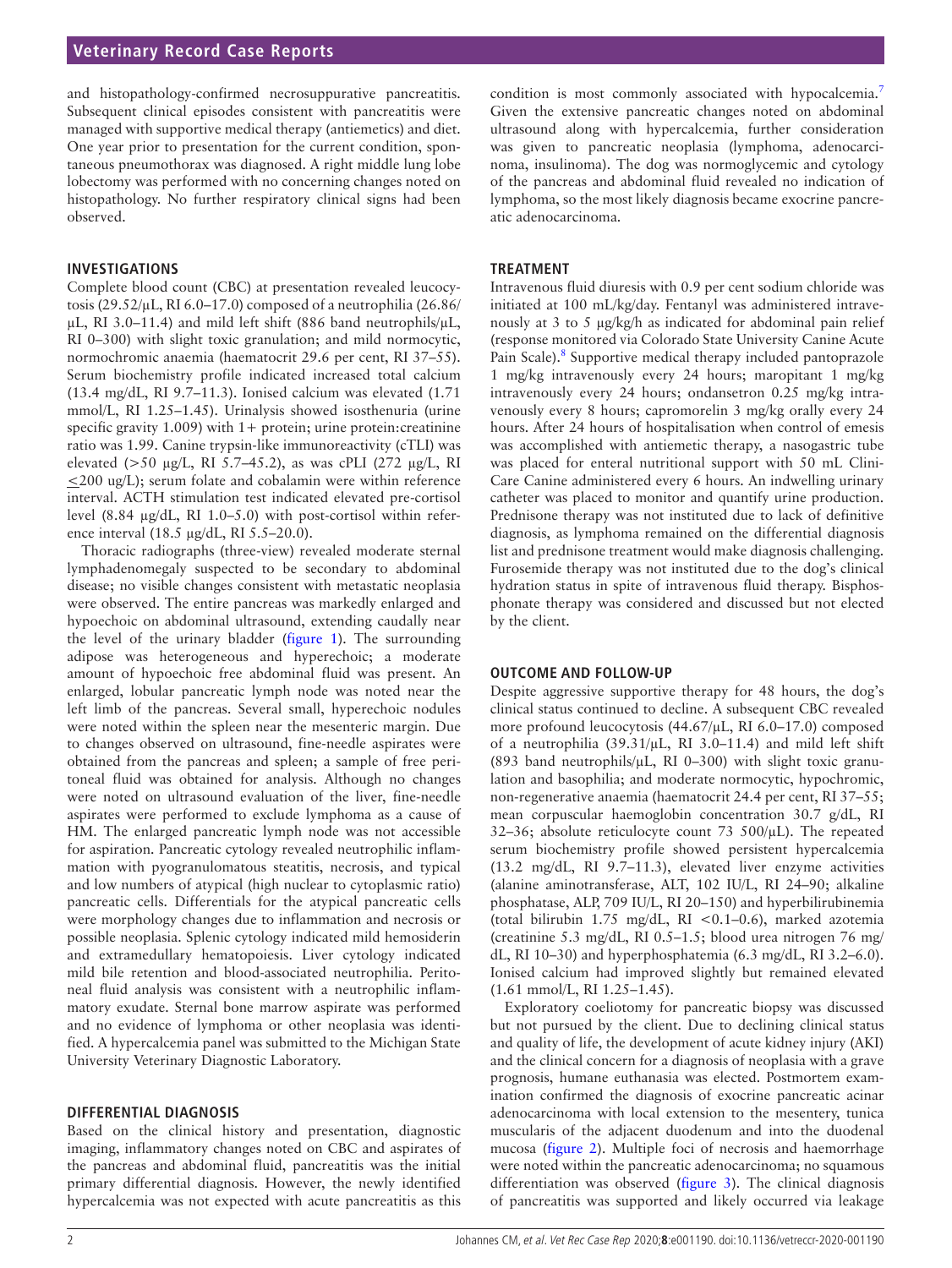and histopathology-confirmed necrosuppurative pancreatitis. Subsequent clinical episodes consistent with pancreatitis were managed with supportive medical therapy (antiemetics) and diet. One year prior to presentation for the current condition, spontaneous pneumothorax was diagnosed. A right middle lung lobe lobectomy was performed with no concerning changes noted on histopathology. No further respiratory clinical signs had been observed.

## INVESTIGATIONS

Complete blood count (CBC) at presentation revealed leucocytosis (29.52/µL, RI 6.0–17.0) composed of a neutrophilia (26.86/µL, RI 3.0–11.4) and mild left shift (886 band neutrophils/µL, RI 0–300) with slight toxic granulation; and mild normocytic, normochromic anaemia (haematocrit 29.6 per cent, RI 37–55). Serum biochemistry profile indicated increased total calcium (13.4 mg/dL, RI 9.7–11.3). Ionised calcium was elevated (1.71 mmol/L, RI 1.25–1.45). Urinalysis showed isosthenuria (urine specific gravity 1.009) with 1+ protein; urine protein:creatinine ratio was 1.99. Canine trypsin-like immunoreactivity (cTLI) was elevated (>50 µg/L, RI 5.7–45.2), as was cPLI (272 µg/L, RI ≤200 ug/L); serum folate and cobalamin were within reference interval. ACTH stimulation test indicated elevated pre-cortisol level (8.84 µg/dL, RI 1.0–5.0) with post-cortisol within reference interval (18.5 µg/dL, RI 5.5–20.0).

Thoracic radiographs (three-view) revealed moderate sternal lymphadenomegaly suspected to be secondary to abdominal disease; no visible changes consistent with metastatic neoplasia were observed. The entire pancreas was markedly enlarged and hypoechoic on abdominal ultrasound, extending caudally near the level of the urinary bladder (figure 1). The surrounding adipose was heterogeneous and hyperechoic; a moderate amount of hypoechoic free abdominal fluid was present. An enlarged, lobular pancreatic lymph node was noted near the left limb of the pancreas. Several small, hyperechoic nodules were noted within the spleen near the mesenteric margin. Due to changes observed on ultrasound, fine-needle aspirates were obtained from the pancreas and spleen; a sample of free peritoneal fluid was obtained for analysis. Although no changes were noted on ultrasound evaluation of the liver, fine-needle aspirates were performed to exclude lymphoma as a cause of HM. The enlarged pancreatic lymph node was not accessible for aspiration. Pancreatic cytology revealed neutrophilic inflammation with pyogranulomatous steatitis, necrosis, and typical and low numbers of atypical (high nuclear to cytoplasmic ratio) pancreatic cells. Differentials for the atypical pancreatic cells were morphology changes due to inflammation and necrosis or possible neoplasia. Splenic cytology indicated mild hemosiderin and extramedullary hematopoiesis. Liver cytology indicated mild bile retention and blood-associated neutrophilia. Peritoneal fluid analysis was consistent with a neutrophilic inflammatory exudate. Sternal bone marrow aspirate was performed and no evidence of lymphoma or other neoplasia was identified. A hypercalcemia panel was submitted to the Michigan State University Veterinary Diagnostic Laboratory.

## DIFFERENTIAL DIAGNOSIS

Based on the clinical history and presentation, diagnostic imaging, inflammatory changes noted on CBC and aspirates of the pancreas and abdominal fluid, pancreatitis was the initial primary differential diagnosis. However, the newly identified hypercalcemia was not expected with acute pancreatitis as this condition is most commonly associated with hypocalcemia.[7] Given the extensive pancreatic changes noted on abdominal ultrasound along with hypercalcemia, further consideration was given to pancreatic neoplasia (lymphoma, adenocarcinoma, insulinoma). The dog was normoglycemic and cytology of the pancreas and abdominal fluid revealed no indication of lymphoma, so the most likely diagnosis became exocrine pancreatic adenocarcinoma.

## TREATMENT

Intravenous fluid diuresis with 0.9 per cent sodium chloride was initiated at 100 mL/kg/day. Fentanyl was administered intravenously at 3 to 5 µg/kg/h as indicated for abdominal pain relief (response monitored via Colorado State University Canine Acute Pain Scale).[8] Supportive medical therapy included pantoprazole 1 mg/kg intravenously every 24 hours; maropitant 1 mg/kg intravenously every 24 hours; ondansetron 0.25 mg/kg intravenously every 8 hours; capromorelin 3 mg/kg orally every 24 hours. After 24 hours of hospitalisation when control of emesis was accomplished with antiemetic therapy, a nasogastric tube was placed for enteral nutritional support with 50 mL CliniCare Canine administered every 6 hours. An indwelling urinary catheter was placed to monitor and quantify urine production. Prednisone therapy was not instituted due to lack of definitive diagnosis, as lymphoma remained on the differential diagnosis list and prednisone treatment would make diagnosis challenging. Furosemide therapy was not instituted due to the dog's clinical hydration status in spite of intravenous fluid therapy. Bisphosphonate therapy was considered and discussed but not elected by the client.

## OUTCOME AND FOLLOW-UP

Despite aggressive supportive therapy for 48 hours, the dog's clinical status continued to decline. A subsequent CBC revealed more profound leucocytosis (44.67/µL, RI 6.0–17.0) composed of a neutrophilia (39.31/µL, RI 3.0–11.4) and mild left shift (893 band neutrophils/µL, RI 0–300) with slight toxic granulation and basophilia; and moderate normocytic, hypochromic, non-regenerative anaemia (haematocrit 24.4 per cent, RI 37–55; mean corpuscular haemoglobin concentration 30.7 g/dL, RI 32–36; absolute reticulocyte count 73 500/µL). The repeated serum biochemistry profile showed persistent hypercalcemia (13.2 mg/dL, RI 9.7–11.3), elevated liver enzyme activities (alanine aminotransferase, ALT, 102 IU/L, RI 24–90; alkaline phosphatase, ALP, 709 IU/L, RI 20–150) and hyperbilirubinemia (total bilirubin 1.75 mg/dL, RI <0.1–0.6), marked azotemia (creatinine 5.3 mg/dL, RI 0.5–1.5; blood urea nitrogen 76 mg/dL, RI 10–30) and hyperphosphatemia (6.3 mg/dL, RI 3.2–6.0). Ionised calcium had improved slightly but remained elevated (1.61 mmol/L, RI 1.25–1.45).

Exploratory coeliotomy for pancreatic biopsy was discussed but not pursued by the client. Due to declining clinical status and quality of life, the development of acute kidney injury (AKI) and the clinical concern for a diagnosis of neoplasia with a grave prognosis, humane euthanasia was elected. Postmortem examination confirmed the diagnosis of exocrine pancreatic acinar adenocarcinoma with local extension to the mesentery, tunica muscularis of the adjacent duodenum and into the duodenal mucosa (figure 2). Multiple foci of necrosis and haemorrhage were noted within the pancreatic adenocarcinoma; no squamous differentiation was observed (figure 3). The clinical diagnosis of pancreatitis was supported and likely occurred via leakage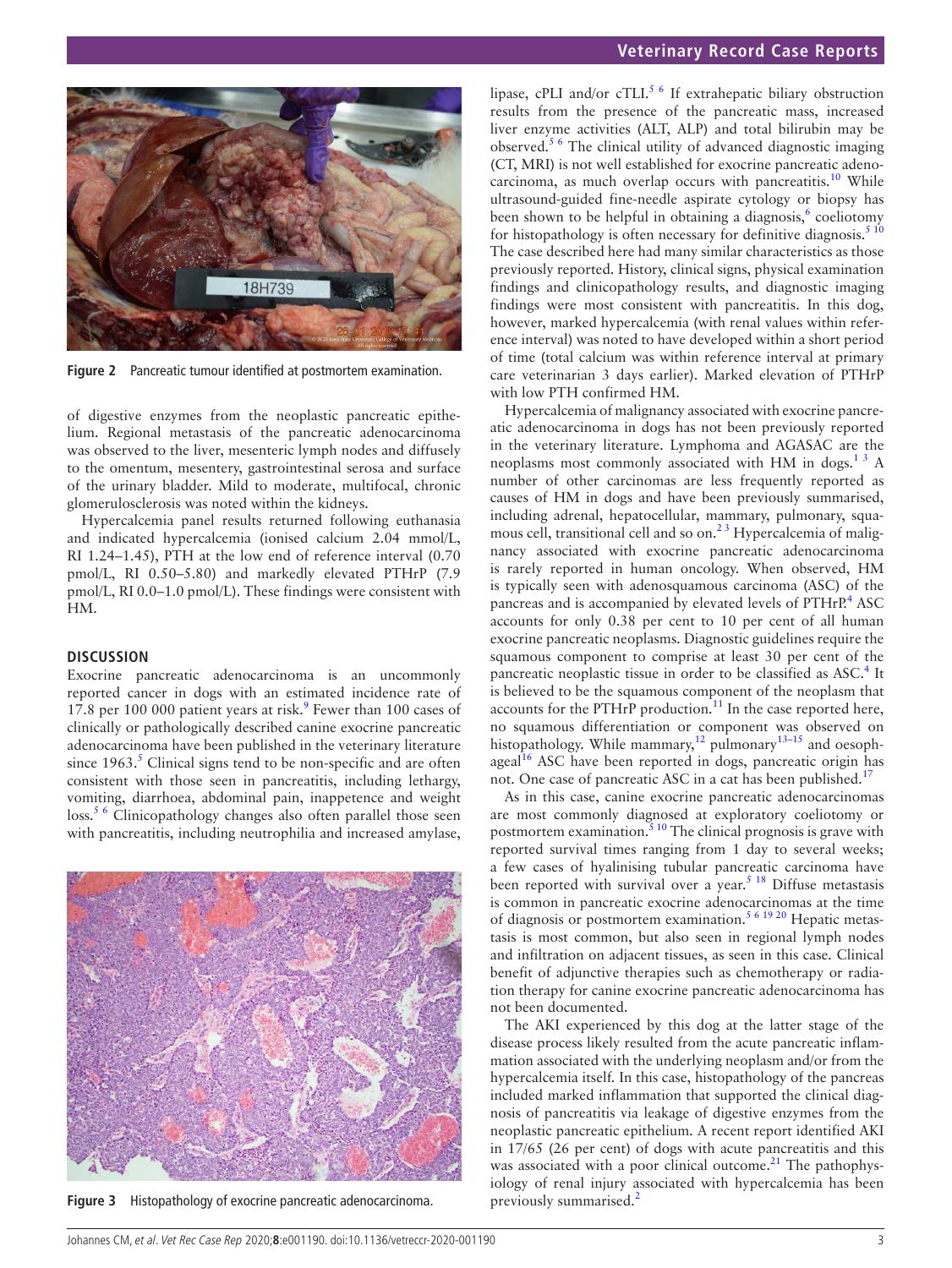Figure 2 Pancreatic tumour identified at postmortem examination.

of digestive enzymes from the neoplastic pancreatic epithelium. Regional metastasis of the pancreatic adenocarcinoma was observed to the liver, mesenteric lymph nodes and diffusely to the omentum, mesentery, gastrointestinal serosa and surface of the urinary bladder. Mild to moderate, multifocal, chronic glomerulosclerosis was noted within the kidneys.

Hypercalcemia panel results returned following euthanasia and indicated hypercalcemia (ionised calcium 2.04 mmol/L, RI 1.24–1.45), PTH at the low end of reference interval (0.70 pmol/L, RI 0.50–5.80) and markedly elevated PTHrP (7.9 pmol/L, RI 0.0–1.0 pmol/L). These findings were consistent with HM.

## DISCUSSION

Exocrine pancreatic adenocarcinoma is an uncommonly reported cancer in dogs with an estimated incidence rate of 17.8 per 100 000 patient years at risk.[9] Fewer than 100 cases of clinically or pathologically described canine exocrine pancreatic adenocarcinoma have been published in the veterinary literature since 1963.[5] Clinical signs tend to be non-specific and are often consistent with those seen in pancreatitis, including lethargy, vomiting, diarrhoea, abdominal pain, inappetence and weight loss.[5 6] Clinicopathology changes also often parallel those seen with pancreatitis, including neutrophilia and increased amylase, lipase, cPLI and/or cTLI.[5 6] If extrahepatic biliary obstruction results from the presence of the pancreatic mass, increased liver enzyme activities (ALT, ALP) and total bilirubin may be observed.[5 6] The clinical utility of advanced diagnostic imaging (CT, MRI) is not well established for exocrine pancreatic adenocarcinoma, as much overlap occurs with pancreatitis.[10] While ultrasound-guided fine-needle aspirate cytology or biopsy has been shown to be helpful in obtaining a diagnosis,[6] coeliotomy for histopathology is often necessary for definitive diagnosis.[5 10] The case described here had many similar characteristics as those previously reported. History, clinical signs, physical examination findings and clinicopathology results, and diagnostic imaging findings were most consistent with pancreatitis. In this dog, however, marked hypercalcemia (with renal values within reference interval) was noted to have developed within a short period of time (total calcium was within reference interval at primary care veterinarian 3 days earlier). Marked elevation of PTHrP with low PTH confirmed HM.

Hypercalcemia of malignancy associated with exocrine pancreatic adenocarcinoma in dogs has not been previously reported in the veterinary literature. Lymphoma and AGASAC are the neoplasms most commonly associated with HM in dogs.[1 3] A number of other carcinomas are less frequently reported as causes of HM in dogs and have been previously summarised, including adrenal, hepatocellular, mammary, pulmonary, squamous cell, transitional cell and so on.[2 3] Hypercalcemia of malignancy associated with exocrine pancreatic adenocarcinoma is rarely reported in human oncology. When observed, HM is typically seen with adenosquamous carcinoma (ASC) of the pancreas and is accompanied by elevated levels of PTHrP.[4] ASC accounts for only 0.38 per cent to 10 per cent of all human exocrine pancreatic neoplasms. Diagnostic guidelines require the squamous component to comprise at least 30 per cent of the pancreatic neoplastic tissue in order to be classified as ASC.[4] It is believed to be the squamous component of the neoplasm that accounts for the PTHrP production.[11] In the case reported here, no squamous differentiation or component was observed on histopathology. While mammary,[12] pulmonary[13–15] and oesophageal[16] ASC have been reported in dogs, pancreatic origin has not. One case of pancreatic ASC in a cat has been published.[17]

As in this case, canine exocrine pancreatic adenocarcinomas are most commonly diagnosed at exploratory coeliotomy or postmortem examination.[5 10] The clinical prognosis is grave with reported survival times ranging from 1 day to several weeks; a few cases of hyalinising tubular pancreatic carcinoma have been reported with survival over a year.[5 18] Diffuse metastasis is common in pancreatic exocrine adenocarcinomas at the time of diagnosis or postmortem examination.[5 6 19 20] Hepatic metastasis is most common, but also seen in regional lymph nodes and infiltration on adjacent tissues, as seen in this case. Clinical benefit of adjunctive therapies such as chemotherapy or radiation therapy for canine exocrine pancreatic adenocarcinoma has not been documented.

The AKI experienced by this dog at the latter stage of the disease process likely resulted from the acute pancreatic inflammation associated with the underlying neoplasm and/or from the hypercalcemia itself. In this case, histopathology of the pancreas included marked inflammation that supported the clinical diagnosis of pancreatitis via leakage of digestive enzymes from the neoplastic pancreatic epithelium. A recent report identified AKI in 17/65 (26 per cent) of dogs with acute pancreatitis and this was associated with a poor clinical outcome.[21] The pathophysiology of renal injury associated with hypercalcemia has been previously summarised.[2]

Figure 3 Histopathology of exocrine pancreatic adenocarcinoma.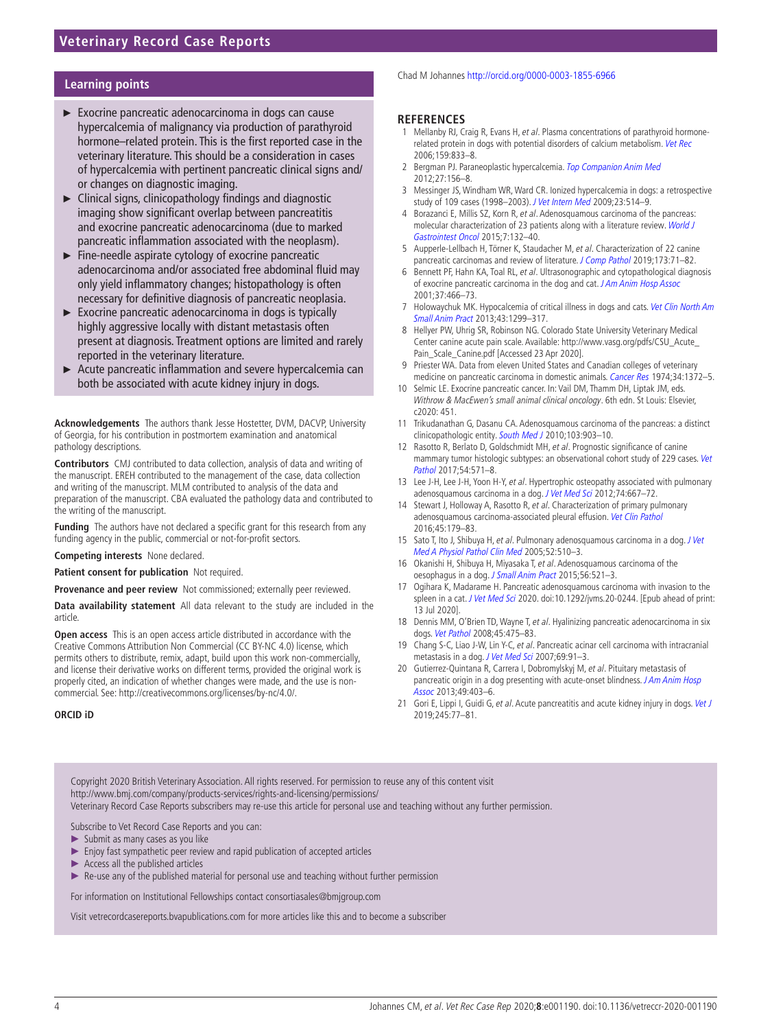## Learning points

- Exocrine pancreatic adenocarcinoma in dogs can cause hypercalcemia of malignancy via production of parathyroid hormone–related protein. This is the first reported case in the veterinary literature. This should be a consideration in cases of hypercalcemia with pertinent pancreatic clinical signs and/or changes on diagnostic imaging.
- Clinical signs, clinicopathology findings and diagnostic imaging show significant overlap between pancreatitis and exocrine pancreatic adenocarcinoma (due to marked pancreatic inflammation associated with the neoplasm).
- Fine-needle aspirate cytology of exocrine pancreatic adenocarcinoma and/or associated free abdominal fluid may only yield inflammatory changes; histopathology is often necessary for definitive diagnosis of pancreatic neoplasia.
- Exocrine pancreatic adenocarcinoma in dogs is typically highly aggressive locally with distant metastasis often present at diagnosis. Treatment options are limited and rarely reported in the veterinary literature.
- Acute pancreatic inflammation and severe hypercalcemia can both be associated with acute kidney injury in dogs.

**Acknowledgements** The authors thank Jesse Hostetter, DVM, DACVP, University of Georgia, for his contribution in postmortem examination and anatomical pathology descriptions.

**Contributors** CMJ contributed to data collection, analysis of data and writing of the manuscript. EREH contributed to the management of the case, data collection and writing of the manuscript. MLM contributed to analysis of the data and preparation of the manuscript. CBA evaluated the pathology data and contributed to the writing of the manuscript.

**Funding** The authors have not declared a specific grant for this research from any funding agency in the public, commercial or not-for-profit sectors.

**Competing interests** None declared.

**Patient consent for publication** Not required.

**Provenance and peer review** Not commissioned; externally peer reviewed.

**Data availability statement** All data relevant to the study are included in the article.

**Open access** This is an open access article distributed in accordance with the Creative Commons Attribution Non Commercial (CC BY-NC 4.0) license, which permits others to distribute, remix, adapt, build upon this work non-commercially, and license their derivative works on different terms, provided the original work is properly cited, an indication of whether changes were made, and the use is non-commercial. See: http://creativecommons.org/licenses/by-nc/4.0/.

**ORCID iD**

Chad M Johannes http://orcid.org/0000-0003-1855-6966

## REFERENCES

1. Mellanby RJ, Craig R, Evans H, *et al*. Plasma concentrations of parathyroid hormone-related protein in dogs with potential disorders of calcium metabolism. *Vet Rec* 2006;159:833–8.
2. Bergman PJ. Paraneoplastic hypercalcemia. *Top Companion Anim Med* 2012;27:156–8.
3. Messinger JS, Windham WR, Ward CR. Ionized hypercalcemia in dogs: a retrospective study of 109 cases (1998–2003). *J Vet Intern Med* 2009;23:514–9.
4. Borazanci E, Millis SZ, Korn R, *et al*. Adenosquamous carcinoma of the pancreas: molecular characterization of 23 patients along with a literature review. *World J Gastrointest Oncol* 2015;7:132–40.
5. Aupperle-Lellbach H, Törner K, Staudacher M, *et al*. Characterization of 22 canine pancreatic carcinomas and review of literature. *J Comp Pathol* 2019;173:71–82.
6. Bennett PF, Hahn KA, Toal RL, *et al*. Ultrasonographic and cytopathological diagnosis of exocrine pancreatic carcinoma in the dog and cat. *J Am Anim Hosp Assoc* 2001;37:466–73.
7. Holowaychuk MK. Hypocalcemia of critical illness in dogs and cats. *Vet Clin North Am Small Anim Pract* 2013;43:1299–317.
8. Hellyer PW, Uhrig SR, Robinson NG. Colorado State University Veterinary Medical Center canine acute pain scale. Available: http://www.vasg.org/pdfs/CSU_Acute_Pain_Scale_Canine.pdf [Accessed 23 Apr 2020].
9. Priester WA. Data from eleven United States and Canadian colleges of veterinary medicine on pancreatic carcinoma in domestic animals. *Cancer Res* 1974;34:1372–5.
10. Selmic LE. Exocrine pancreatic cancer. In: Vail DM, Thamm DH, Liptak JM, eds. *Withrow & MacEwen's small animal clinical oncology*. 6th edn. St Louis: Elsevier, c2020: 451.
11. Trikudanathan G, Dasanu CA. Adenosquamous carcinoma of the pancreas: a distinct clinicopathologic entity. *South Med J* 2010;103:903–10.
12. Rasotto R, Berlato D, Goldschmidt MH, *et al*. Prognostic significance of canine mammary tumor histologic subtypes: an observational cohort study of 229 cases. *Vet Pathol* 2017;54:571–8.
13. Lee J-H, Lee J-H, Yoon H-Y, *et al*. Hypertrophic osteopathy associated with pulmonary adenosquamous carcinoma in a dog. *J Vet Med Sci* 2012;74:667–72.
14. Stewart J, Holloway A, Rasotto R, *et al*. Characterization of primary pulmonary adenosquamous carcinoma-associated pleural effusion. *Vet Clin Pathol* 2016;45:179–83.
15. Sato T, Ito J, Shibuya H, *et al*. Pulmonary adenosquamous carcinoma in a dog. *J Vet Med A Physiol Pathol Clin Med* 2005;52:510–3.
16. Okanishi H, Shibuya H, Miyasaka T, *et al*. Adenosquamous carcinoma of the oesophagus in a dog. *J Small Anim Pract* 2015;56:521–3.
17. Ogihara K, Madarame H. Pancreatic adenosquamous carcinoma with invasion to the spleen in a cat. *J Vet Med Sci* 2020. doi:10.1292/jvms.20-0244. [Epub ahead of print: 13 Jul 2020].
18. Dennis MM, O'Brien TD, Wayne T, *et al*. Hyalinizing pancreatic adenocarcinoma in six dogs. *Vet Pathol* 2008;45:475–83.
19. Chang S-C, Liao J-W, Lin Y-C, *et al*. Pancreatic acinar cell carcinoma with intracranial metastasis in a dog. *J Vet Med Sci* 2007;69:91–3.
20. Gutierrez-Quintana R, Carrera I, Dobromylskyj M, *et al*. Pituitary metastasis of pancreatic origin in a dog presenting with acute-onset blindness. *J Am Anim Hosp Assoc* 2013;49:403–6.
21. Gori E, Lippi I, Guidi G, *et al*. Acute pancreatitis and acute kidney injury in dogs. *Vet J* 2019;245:77–81.

Copyright 2020 British Veterinary Association. All rights reserved. For permission to reuse any of this content visit http://www.bmj.com/company/products-services/rights-and-licensing/permissions/
Veterinary Record Case Reports subscribers may re-use this article for personal use and teaching without any further permission.

Subscribe to Vet Record Case Reports and you can:

- Submit as many cases as you like
- Enjoy fast sympathetic peer review and rapid publication of accepted articles
- Access all the published articles
- Re-use any of the published material for personal use and teaching without further permission

For information on Institutional Fellowships contact consortiasales@bmjgroup.com

Visit vetrecordcasereports.bvapublications.com for more articles like this and to become a subscriber